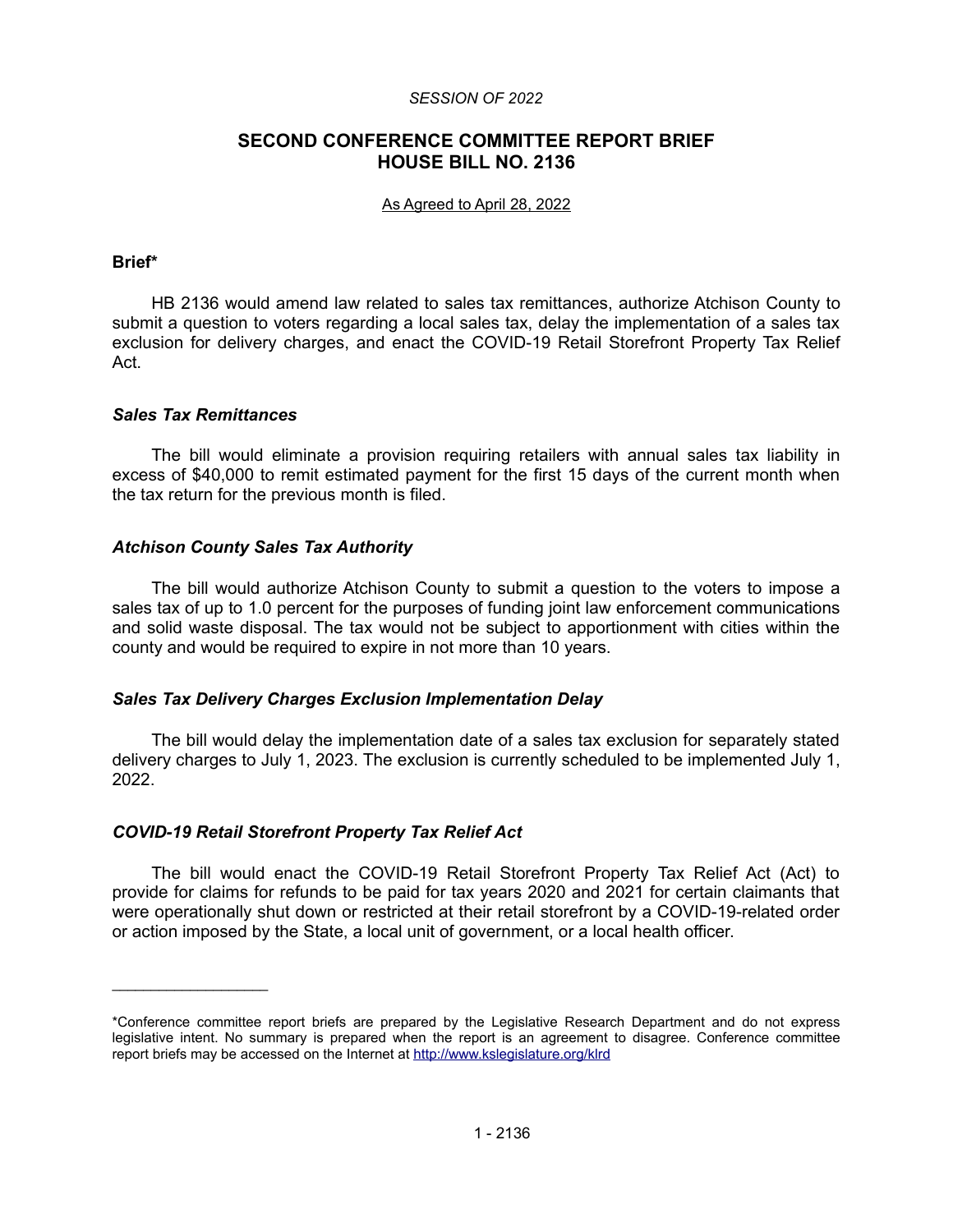*SESSION OF 2022*

## SECOND CONFERENCE COMMITTEE REPORT BRIEF HOUSE BILL NO. 2136

As Agreed to April 28, 2022

### Brief*

HB 2136 would amend law related to sales tax remittances, authorize Atchison County to submit a question to voters regarding a local sales tax, delay the implementation of a sales tax exclusion for delivery charges, and enact the COVID-19 Retail Storefront Property Tax Relief Act.

#### *Sales Tax Remittances*

The bill would eliminate a provision requiring retailers with annual sales tax liability in excess of $40,000 to remit estimated payment for the first 15 days of the current month when the tax return for the previous month is filed.

#### *Atchison County Sales Tax Authority*

The bill would authorize Atchison County to submit a question to the voters to impose a sales tax of up to 1.0 percent for the purposes of funding joint law enforcement communications and solid waste disposal. The tax would not be subject to apportionment with cities within the county and would be required to expire in not more than 10 years.

#### *Sales Tax Delivery Charges Exclusion Implementation Delay*

The bill would delay the implementation date of a sales tax exclusion for separately stated delivery charges to July 1, 2023. The exclusion is currently scheduled to be implemented July 1, 2022.

#### *COVID-19 Retail Storefront Property Tax Relief Act*

The bill would enact the COVID-19 Retail Storefront Property Tax Relief Act (Act) to provide for claims for refunds to be paid for tax years 2020 and 2021 for certain claimants that were operationally shut down or restricted at their retail storefront by a COVID-19-related order or action imposed by the State, a local unit of government, or a local health officer.

---

*Conference committee report briefs are prepared by the Legislative Research Department and do not express legislative intent. No summary is prepared when the report is an agreement to disagree. Conference committee report briefs may be accessed on the Internet at http://www.kslegislature.org/klrd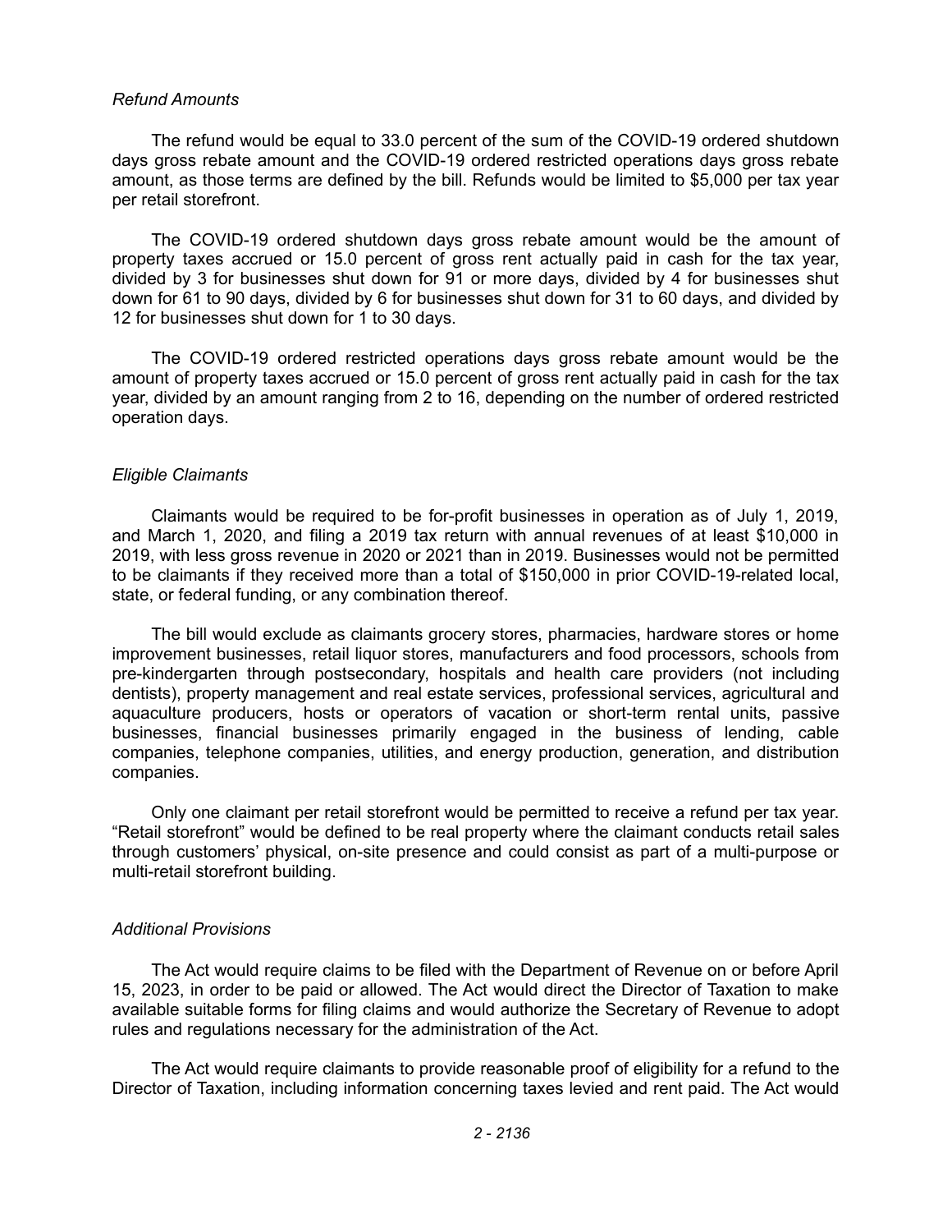*Refund Amounts*

The refund would be equal to 33.0 percent of the sum of the COVID-19 ordered shutdown days gross rebate amount and the COVID-19 ordered restricted operations days gross rebate amount, as those terms are defined by the bill. Refunds would be limited to $5,000 per tax year per retail storefront.

The COVID-19 ordered shutdown days gross rebate amount would be the amount of property taxes accrued or 15.0 percent of gross rent actually paid in cash for the tax year, divided by 3 for businesses shut down for 91 or more days, divided by 4 for businesses shut down for 61 to 90 days, divided by 6 for businesses shut down for 31 to 60 days, and divided by 12 for businesses shut down for 1 to 30 days.

The COVID-19 ordered restricted operations days gross rebate amount would be the amount of property taxes accrued or 15.0 percent of gross rent actually paid in cash for the tax year, divided by an amount ranging from 2 to 16, depending on the number of ordered restricted operation days.

*Eligible Claimants*

Claimants would be required to be for-profit businesses in operation as of July 1, 2019, and March 1, 2020, and filing a 2019 tax return with annual revenues of at least $10,000 in 2019, with less gross revenue in 2020 or 2021 than in 2019. Businesses would not be permitted to be claimants if they received more than a total of $150,000 in prior COVID-19-related local, state, or federal funding, or any combination thereof.

The bill would exclude as claimants grocery stores, pharmacies, hardware stores or home improvement businesses, retail liquor stores, manufacturers and food processors, schools from pre-kindergarten through postsecondary, hospitals and health care providers (not including dentists), property management and real estate services, professional services, agricultural and aquaculture producers, hosts or operators of vacation or short-term rental units, passive businesses, financial businesses primarily engaged in the business of lending, cable companies, telephone companies, utilities, and energy production, generation, and distribution companies.

Only one claimant per retail storefront would be permitted to receive a refund per tax year. "Retail storefront" would be defined to be real property where the claimant conducts retail sales through customers' physical, on-site presence and could consist as part of a multi-purpose or multi-retail storefront building.

*Additional Provisions*

The Act would require claims to be filed with the Department of Revenue on or before April 15, 2023, in order to be paid or allowed. The Act would direct the Director of Taxation to make available suitable forms for filing claims and would authorize the Secretary of Revenue to adopt rules and regulations necessary for the administration of the Act.

The Act would require claimants to provide reasonable proof of eligibility for a refund to the Director of Taxation, including information concerning taxes levied and rent paid. The Act would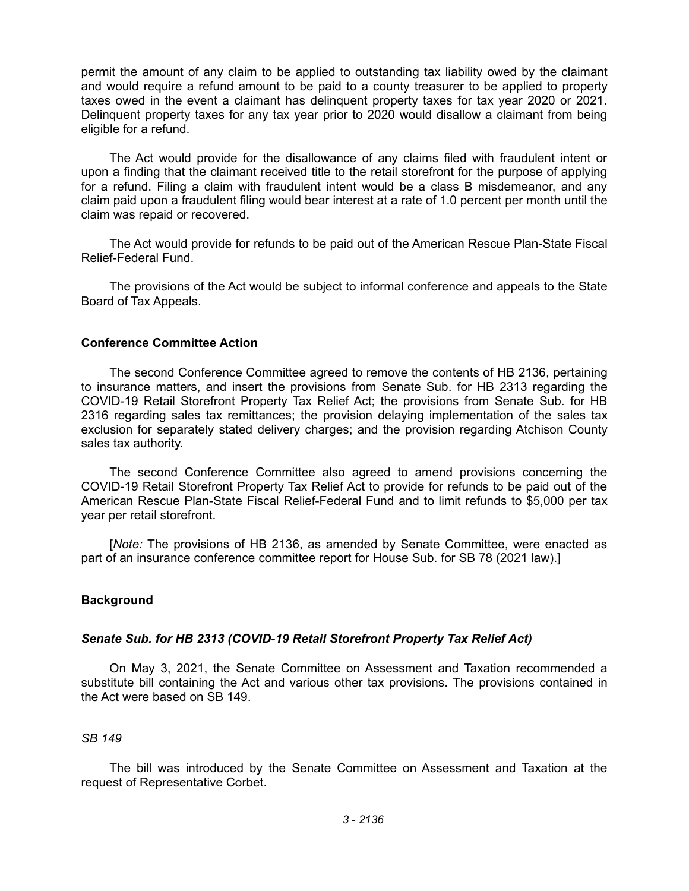permit the amount of any claim to be applied to outstanding tax liability owed by the claimant and would require a refund amount to be paid to a county treasurer to be applied to property taxes owed in the event a claimant has delinquent property taxes for tax year 2020 or 2021. Delinquent property taxes for any tax year prior to 2020 would disallow a claimant from being eligible for a refund.

The Act would provide for the disallowance of any claims filed with fraudulent intent or upon a finding that the claimant received title to the retail storefront for the purpose of applying for a refund. Filing a claim with fraudulent intent would be a class B misdemeanor, and any claim paid upon a fraudulent filing would bear interest at a rate of 1.0 percent per month until the claim was repaid or recovered.

The Act would provide for refunds to be paid out of the American Rescue Plan-State Fiscal Relief-Federal Fund.

The provisions of the Act would be subject to informal conference and appeals to the State Board of Tax Appeals.

## Conference Committee Action

The second Conference Committee agreed to remove the contents of HB 2136, pertaining to insurance matters, and insert the provisions from Senate Sub. for HB 2313 regarding the COVID-19 Retail Storefront Property Tax Relief Act; the provisions from Senate Sub. for HB 2316 regarding sales tax remittances; the provision delaying implementation of the sales tax exclusion for separately stated delivery charges; and the provision regarding Atchison County sales tax authority.

The second Conference Committee also agreed to amend provisions concerning the COVID-19 Retail Storefront Property Tax Relief Act to provide for refunds to be paid out of the American Rescue Plan-State Fiscal Relief-Federal Fund and to limit refunds to $5,000 per tax year per retail storefront.

[*Note:* The provisions of HB 2136, as amended by Senate Committee, were enacted as part of an insurance conference committee report for House Sub. for SB 78 (2021 law).]

## Background

### *Senate Sub. for HB 2313 (COVID-19 Retail Storefront Property Tax Relief Act)*

On May 3, 2021, the Senate Committee on Assessment and Taxation recommended a substitute bill containing the Act and various other tax provisions. The provisions contained in the Act were based on SB 149.

#### *SB 149*

The bill was introduced by the Senate Committee on Assessment and Taxation at the request of Representative Corbet.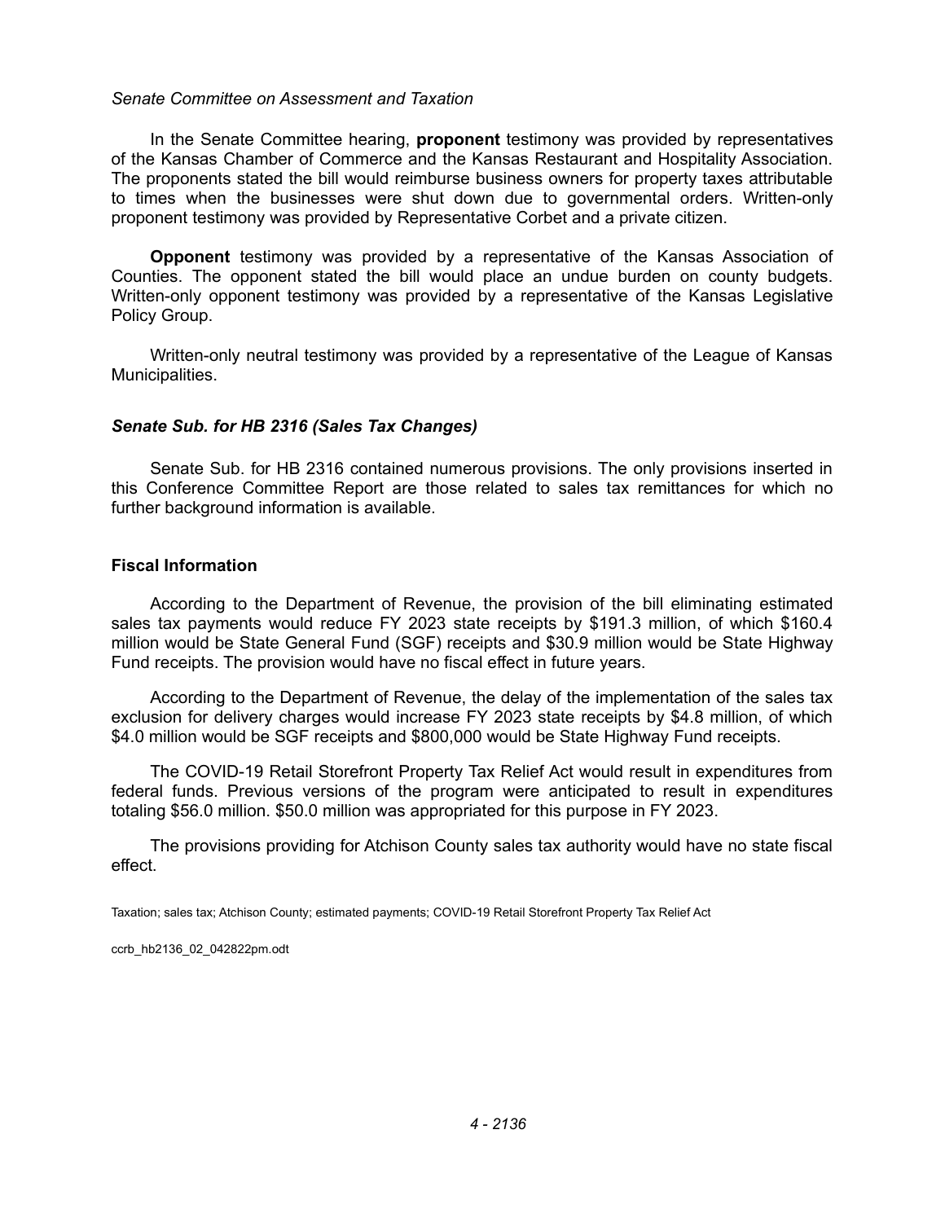*Senate Committee on Assessment and Taxation*

In the Senate Committee hearing, **proponent** testimony was provided by representatives of the Kansas Chamber of Commerce and the Kansas Restaurant and Hospitality Association. The proponents stated the bill would reimburse business owners for property taxes attributable to times when the businesses were shut down due to governmental orders. Written-only proponent testimony was provided by Representative Corbet and a private citizen.

**Opponent** testimony was provided by a representative of the Kansas Association of Counties. The opponent stated the bill would place an undue burden on county budgets. Written-only opponent testimony was provided by a representative of the Kansas Legislative Policy Group.

Written-only neutral testimony was provided by a representative of the League of Kansas Municipalities.

### *Senate Sub. for HB 2316 (Sales Tax Changes)*

Senate Sub. for HB 2316 contained numerous provisions. The only provisions inserted in this Conference Committee Report are those related to sales tax remittances for which no further background information is available.

### Fiscal Information

According to the Department of Revenue, the provision of the bill eliminating estimated sales tax payments would reduce FY 2023 state receipts by $191.3 million, of which $160.4 million would be State General Fund (SGF) receipts and $30.9 million would be State Highway Fund receipts. The provision would have no fiscal effect in future years.

According to the Department of Revenue, the delay of the implementation of the sales tax exclusion for delivery charges would increase FY 2023 state receipts by $4.8 million, of which $4.0 million would be SGF receipts and $800,000 would be State Highway Fund receipts.

The COVID-19 Retail Storefront Property Tax Relief Act would result in expenditures from federal funds. Previous versions of the program were anticipated to result in expenditures totaling $56.0 million. $50.0 million was appropriated for this purpose in FY 2023.

The provisions providing for Atchison County sales tax authority would have no state fiscal effect.

Taxation; sales tax; Atchison County; estimated payments; COVID-19 Retail Storefront Property Tax Relief Act

ccrb_hb2136_02_042822pm.odt